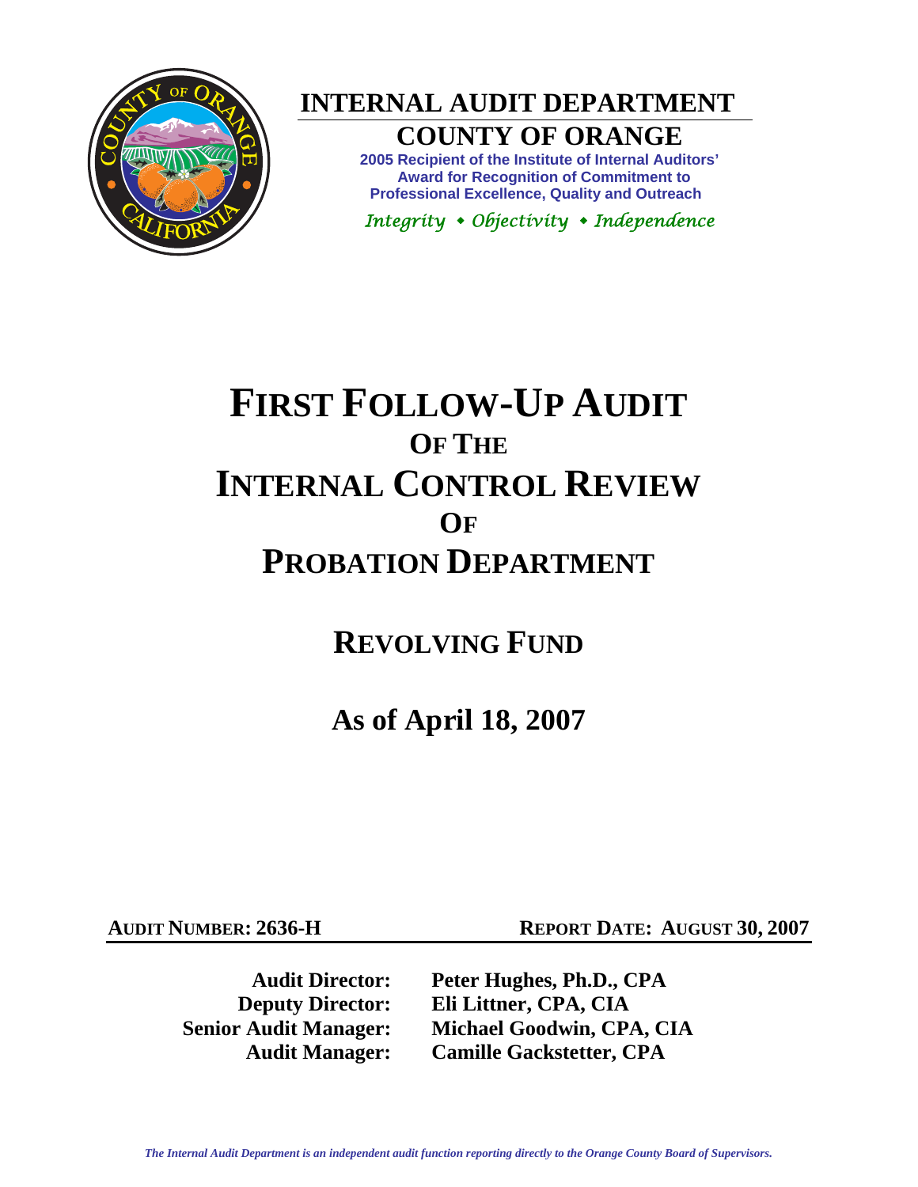# INTERNAL AUDIT DEPARTMENT

## COUNTY OF ORANGE

**2005 Recipient of the Institute of Internal Auditors' Award for Recognition of Commitment to Professional Excellence, Quality and Outreach**

*Integrity • Objectivity • Independence*

# FIRST FOLLOW-UP AUDIT OF THE INTERNAL CONTROL REVIEW OF PROBATION DEPARTMENT

## REVOLVING FUND

## As of April 18, 2007

**AUDIT NUMBER: 2636-H** **REPORT DATE: AUGUST 30, 2007**

**Audit Director:** **Peter Hughes, Ph.D., CPA**
**Deputy Director:** **Eli Littner, CPA, CIA**
**Senior Audit Manager:** **Michael Goodwin, CPA, CIA**
**Audit Manager:** **Camille Gackstetter, CPA**

*The Internal Audit Department is an independent audit function reporting directly to the Orange County Board of Supervisors.*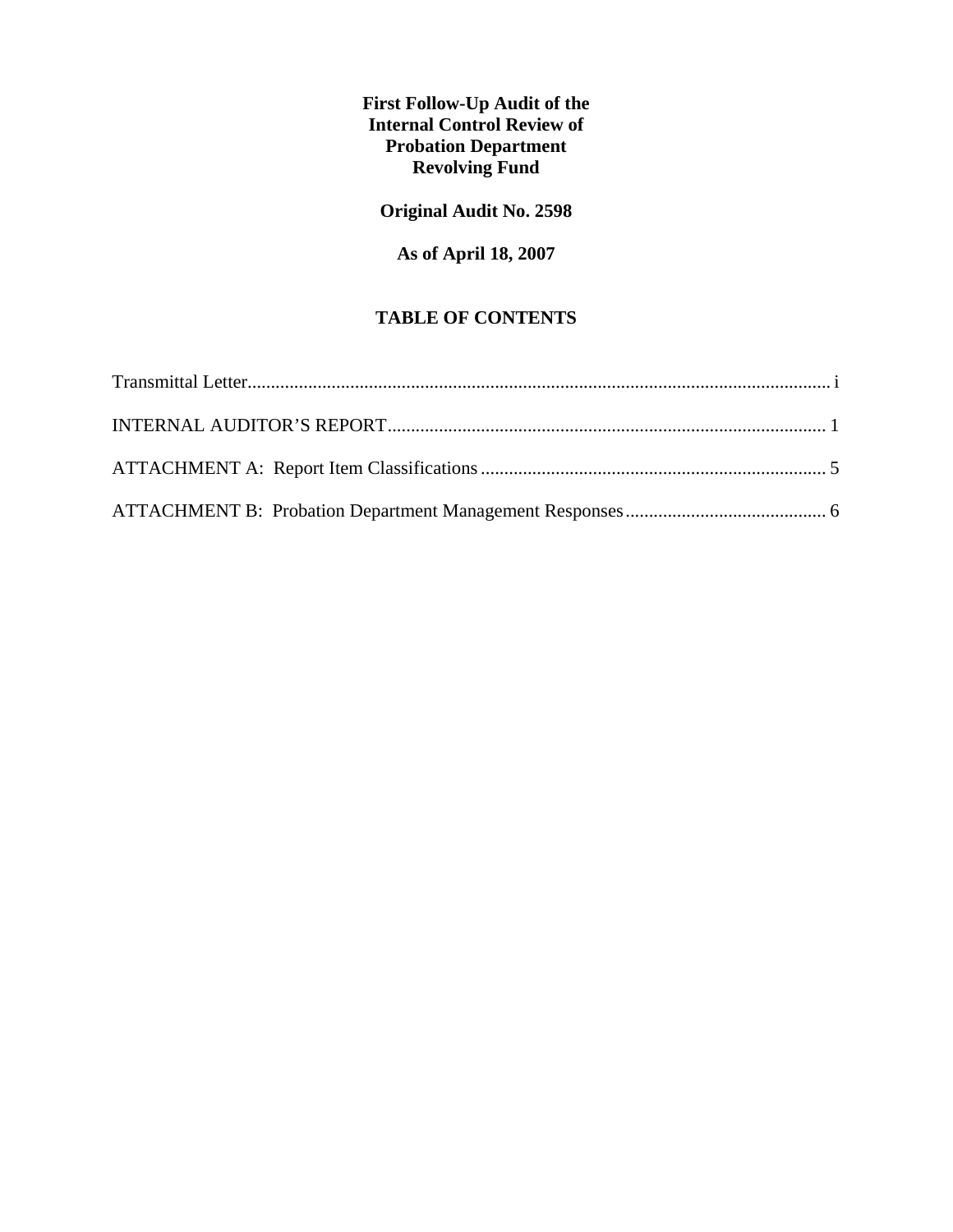**First Follow-Up Audit of the Internal Control Review of Probation Department Revolving Fund**

**Original Audit No. 2598**

**As of April 18, 2007**

## TABLE OF CONTENTS

Transmittal Letter ..... i

INTERNAL AUDITOR’S REPORT ..... 1

ATTACHMENT A: Report Item Classifications ..... 5

ATTACHMENT B: Probation Department Management Responses ..... 6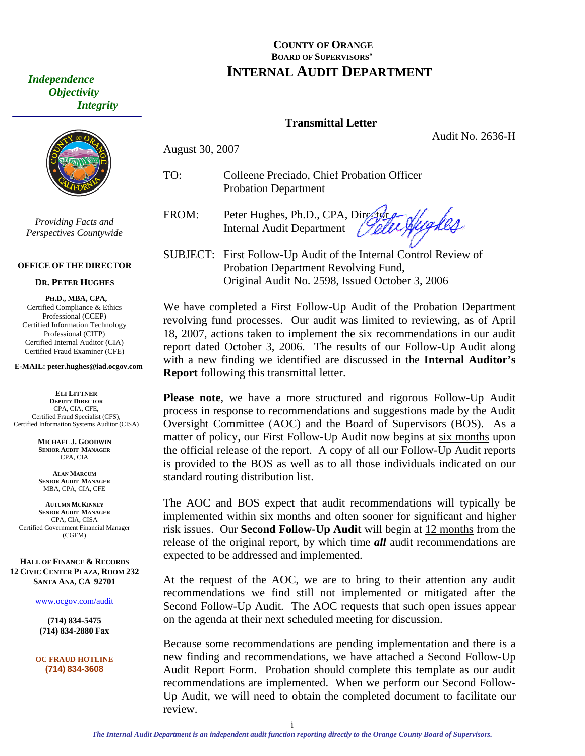**COUNTY OF ORANGE**
**BOARD OF SUPERVISORS'**
# INTERNAL AUDIT DEPARTMENT

*Independence*
*Objectivity*
*Integrity*

*Providing Facts and Perspectives Countywide*

**OFFICE OF THE DIRECTOR**

**DR. PETER HUGHES**

**PH.D., MBA, CPA,**
Certified Compliance & Ethics Professional (CCEP)
Certified Information Technology Professional (CITP)
Certified Internal Auditor (CIA)
Certified Fraud Examiner (CFE)

**E-MAIL: peter.hughes@iad.ocgov.com**

**ELI LITTNER**
**DEPUTY DIRECTOR**
CPA, CIA, CFE,
Certified Fraud Specialist (CFS),
Certified Information Systems Auditor (CISA)

**MICHAEL J. GOODWIN**
**SENIOR AUDIT MANAGER**
CPA, CIA

**ALAN MARCUM**
**SENIOR AUDIT MANAGER**
MBA, CPA, CIA, CFE

**AUTUMN MCKINNEY**
**SENIOR AUDIT MANAGER**
CPA, CIA, CISA
Certified Government Financial Manager (CGFM)

**HALL OF FINANCE & RECORDS**
**12 CIVIC CENTER PLAZA, ROOM 232**
**SANTA ANA, CA 92701**

www.ocgov.com/audit

**(714) 834-5475**
**(714) 834-2880 Fax**

**OC FRAUD HOTLINE**
**(714) 834-3608**

## Transmittal Letter

Audit No. 2636-H

August 30, 2007

TO: Colleene Preciado, Chief Probation Officer
Probation Department

FROM: Peter Hughes, Ph.D., CPA, Director
Internal Audit Department

SUBJECT: First Follow-Up Audit of the Internal Control Review of Probation Department Revolving Fund, Original Audit No. 2598, Issued October 3, 2006

We have completed a First Follow-Up Audit of the Probation Department revolving fund processes. Our audit was limited to reviewing, as of April 18, 2007, actions taken to implement the six recommendations in our audit report dated October 3, 2006. The results of our Follow-Up Audit along with a new finding we identified are discussed in the **Internal Auditor's Report** following this transmittal letter.

**Please note**, we have a more structured and rigorous Follow-Up Audit process in response to recommendations and suggestions made by the Audit Oversight Committee (AOC) and the Board of Supervisors (BOS). As a matter of policy, our First Follow-Up Audit now begins at six months upon the official release of the report. A copy of all our Follow-Up Audit reports is provided to the BOS as well as to all those individuals indicated on our standard routing distribution list.

The AOC and BOS expect that audit recommendations will typically be implemented within six months and often sooner for significant and higher risk issues. Our **Second Follow-Up Audit** will begin at 12 months from the release of the original report, by which time ***all*** audit recommendations are expected to be addressed and implemented.

At the request of the AOC, we are to bring to their attention any audit recommendations we find still not implemented or mitigated after the Second Follow-Up Audit. The AOC requests that such open issues appear on the agenda at their next scheduled meeting for discussion.

Because some recommendations are pending implementation and there is a new finding and recommendations, we have attached a Second Follow-Up Audit Report Form. Probation should complete this template as our audit recommendations are implemented. When we perform our Second Follow-Up Audit, we will need to obtain the completed document to facilitate our review.

*The Internal Audit Department is an independent audit function reporting directly to the Orange County Board of Supervisors.*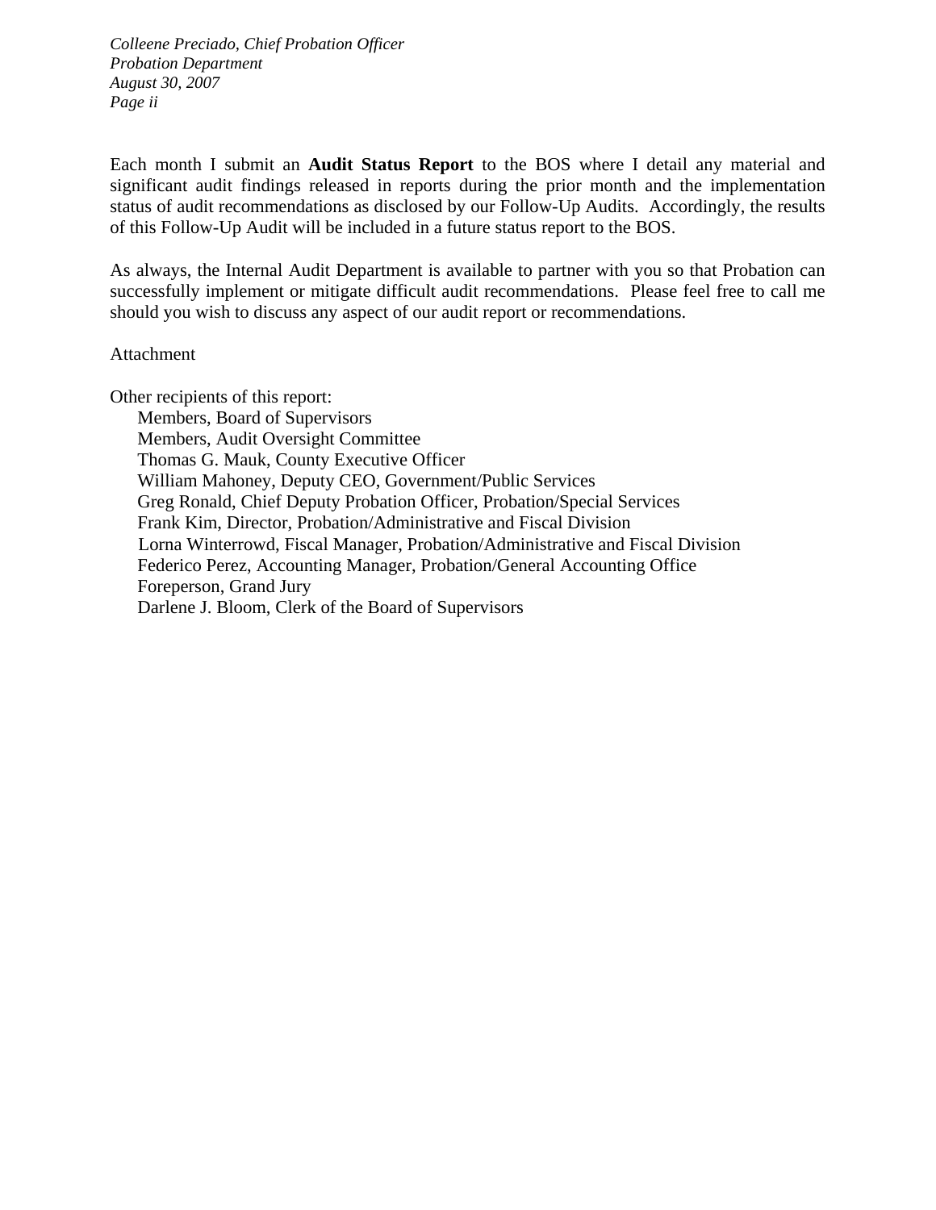Each month I submit an **Audit Status Report** to the BOS where I detail any material and significant audit findings released in reports during the prior month and the implementation status of audit recommendations as disclosed by our Follow-Up Audits. Accordingly, the results of this Follow-Up Audit will be included in a future status report to the BOS.

As always, the Internal Audit Department is available to partner with you so that Probation can successfully implement or mitigate difficult audit recommendations. Please feel free to call me should you wish to discuss any aspect of our audit report or recommendations.

Attachment

Other recipients of this report:

- Members, Board of Supervisors
- Members, Audit Oversight Committee
- Thomas G. Mauk, County Executive Officer
- William Mahoney, Deputy CEO, Government/Public Services
- Greg Ronald, Chief Deputy Probation Officer, Probation/Special Services
- Frank Kim, Director, Probation/Administrative and Fiscal Division
- Lorna Winterrowd, Fiscal Manager, Probation/Administrative and Fiscal Division
- Federico Perez, Accounting Manager, Probation/General Accounting Office
- Foreperson, Grand Jury
- Darlene J. Bloom, Clerk of the Board of Supervisors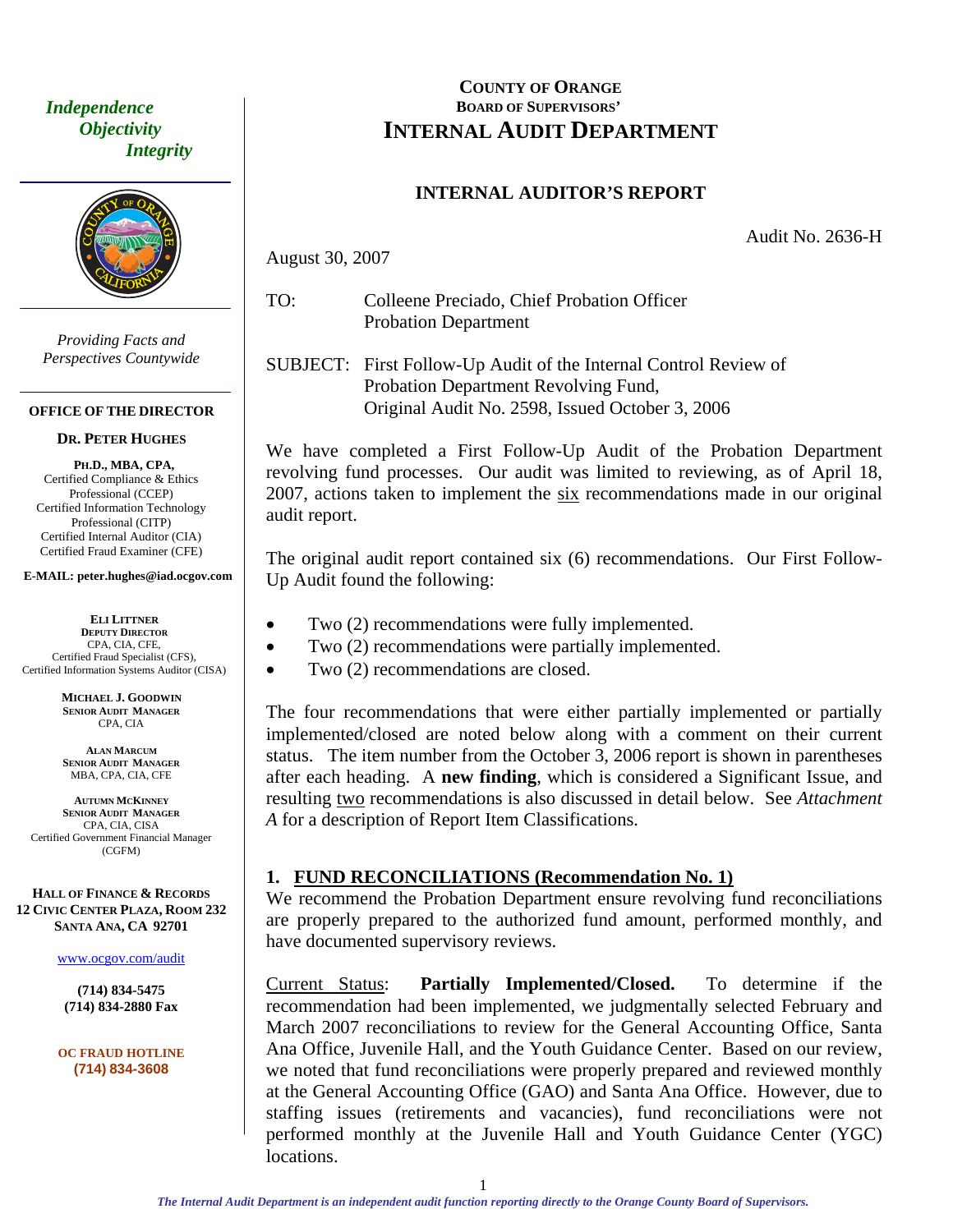*Independence*
*Objectivity*
*Integrity*

*Providing Facts and Perspectives Countywide*

**OFFICE OF THE DIRECTOR**

**DR. PETER HUGHES**

**PH.D., MBA, CPA,**
Certified Compliance & Ethics Professional (CCEP)
Certified Information Technology Professional (CITP)
Certified Internal Auditor (CIA)
Certified Fraud Examiner (CFE)

**E-MAIL: peter.hughes@iad.ocgov.com**

**ELI LITTNER**
**DEPUTY DIRECTOR**
CPA, CIA, CFE,
Certified Fraud Specialist (CFS),
Certified Information Systems Auditor (CISA)

**MICHAEL J. GOODWIN**
**SENIOR AUDIT MANAGER**
CPA, CIA

**ALAN MARCUM**
**SENIOR AUDIT MANAGER**
MBA, CPA, CIA, CFE

**AUTUMN MCKINNEY**
**SENIOR AUDIT MANAGER**
CPA, CIA, CISA
Certified Government Financial Manager (CGFM)

**HALL OF FINANCE & RECORDS**
**12 CIVIC CENTER PLAZA, ROOM 232**
**SANTA ANA, CA 92701**

www.ocgov.com/audit

**(714) 834-5475**
**(714) 834-2880 Fax**

**OC FRAUD HOTLINE**
**(714) 834-3608**

**COUNTY OF ORANGE**
**BOARD OF SUPERVISORS'**
# INTERNAL AUDIT DEPARTMENT

## INTERNAL AUDITOR'S REPORT

Audit No. 2636-H

August 30, 2007

TO: Colleene Preciado, Chief Probation Officer
Probation Department

SUBJECT: First Follow-Up Audit of the Internal Control Review of Probation Department Revolving Fund, Original Audit No. 2598, Issued October 3, 2006

We have completed a First Follow-Up Audit of the Probation Department revolving fund processes. Our audit was limited to reviewing, as of April 18, 2007, actions taken to implement the six recommendations made in our original audit report.

The original audit report contained six (6) recommendations. Our First Follow-Up Audit found the following:

- Two (2) recommendations were fully implemented.
- Two (2) recommendations were partially implemented.
- Two (2) recommendations are closed.

The four recommendations that were either partially implemented or partially implemented/closed are noted below along with a comment on their current status. The item number from the October 3, 2006 report is shown in parentheses after each heading. A **new finding**, which is considered a Significant Issue, and resulting two recommendations is also discussed in detail below. See *Attachment A* for a description of Report Item Classifications.

### 1. FUND RECONCILIATIONS (Recommendation No. 1)

We recommend the Probation Department ensure revolving fund reconciliations are properly prepared to the authorized fund amount, performed monthly, and have documented supervisory reviews.

Current Status: **Partially Implemented/Closed.** To determine if the recommendation had been implemented, we judgmentally selected February and March 2007 reconciliations to review for the General Accounting Office, Santa Ana Office, Juvenile Hall, and the Youth Guidance Center. Based on our review, we noted that fund reconciliations were properly prepared and reviewed monthly at the General Accounting Office (GAO) and Santa Ana Office. However, due to staffing issues (retirements and vacancies), fund reconciliations were not performed monthly at the Juvenile Hall and Youth Guidance Center (YGC) locations.

*The Internal Audit Department is an independent audit function reporting directly to the Orange County Board of Supervisors.*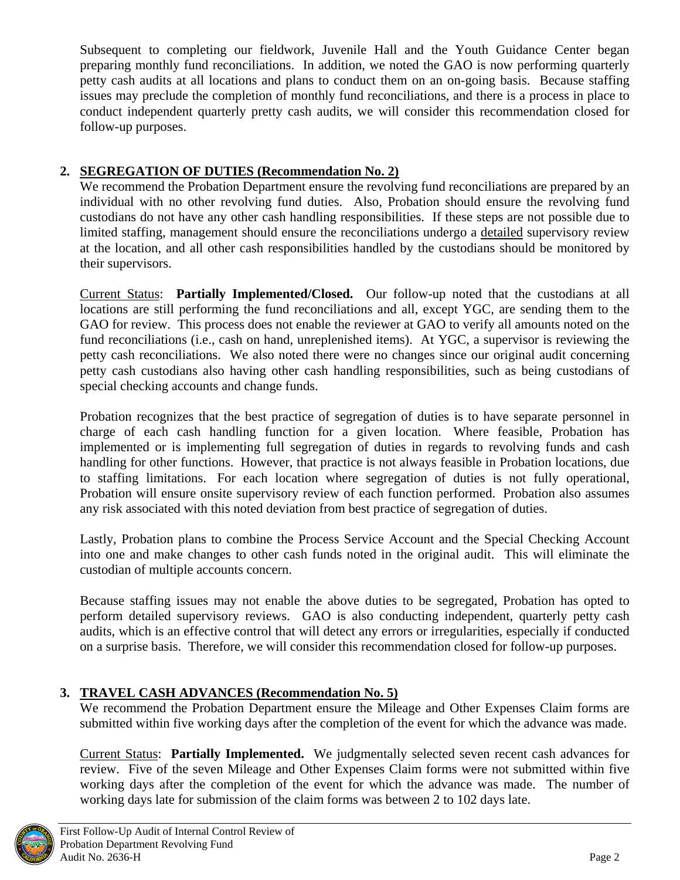Subsequent to completing our fieldwork, Juvenile Hall and the Youth Guidance Center began preparing monthly fund reconciliations. In addition, we noted the GAO is now performing quarterly petty cash audits at all locations and plans to conduct them on an on-going basis. Because staffing issues may preclude the completion of monthly fund reconciliations, and there is a process in place to conduct independent quarterly pretty cash audits, we will consider this recommendation closed for follow-up purposes.

## 2. SEGREGATION OF DUTIES (Recommendation No. 2)

We recommend the Probation Department ensure the revolving fund reconciliations are prepared by an individual with no other revolving fund duties. Also, Probation should ensure the revolving fund custodians do not have any other cash handling responsibilities. If these steps are not possible due to limited staffing, management should ensure the reconciliations undergo a detailed supervisory review at the location, and all other cash responsibilities handled by the custodians should be monitored by their supervisors.

Current Status: **Partially Implemented/Closed.** Our follow-up noted that the custodians at all locations are still performing the fund reconciliations and all, except YGC, are sending them to the GAO for review. This process does not enable the reviewer at GAO to verify all amounts noted on the fund reconciliations (i.e., cash on hand, unreplenished items). At YGC, a supervisor is reviewing the petty cash reconciliations. We also noted there were no changes since our original audit concerning petty cash custodians also having other cash handling responsibilities, such as being custodians of special checking accounts and change funds.

Probation recognizes that the best practice of segregation of duties is to have separate personnel in charge of each cash handling function for a given location. Where feasible, Probation has implemented or is implementing full segregation of duties in regards to revolving funds and cash handling for other functions. However, that practice is not always feasible in Probation locations, due to staffing limitations. For each location where segregation of duties is not fully operational, Probation will ensure onsite supervisory review of each function performed. Probation also assumes any risk associated with this noted deviation from best practice of segregation of duties.

Lastly, Probation plans to combine the Process Service Account and the Special Checking Account into one and make changes to other cash funds noted in the original audit. This will eliminate the custodian of multiple accounts concern.

Because staffing issues may not enable the above duties to be segregated, Probation has opted to perform detailed supervisory reviews. GAO is also conducting independent, quarterly petty cash audits, which is an effective control that will detect any errors or irregularities, especially if conducted on a surprise basis. Therefore, we will consider this recommendation closed for follow-up purposes.

## 3. TRAVEL CASH ADVANCES (Recommendation No. 5)

We recommend the Probation Department ensure the Mileage and Other Expenses Claim forms are submitted within five working days after the completion of the event for which the advance was made.

Current Status: **Partially Implemented.** We judgmentally selected seven recent cash advances for review. Five of the seven Mileage and Other Expenses Claim forms were not submitted within five working days after the completion of the event for which the advance was made. The number of working days late for submission of the claim forms was between 2 to 102 days late.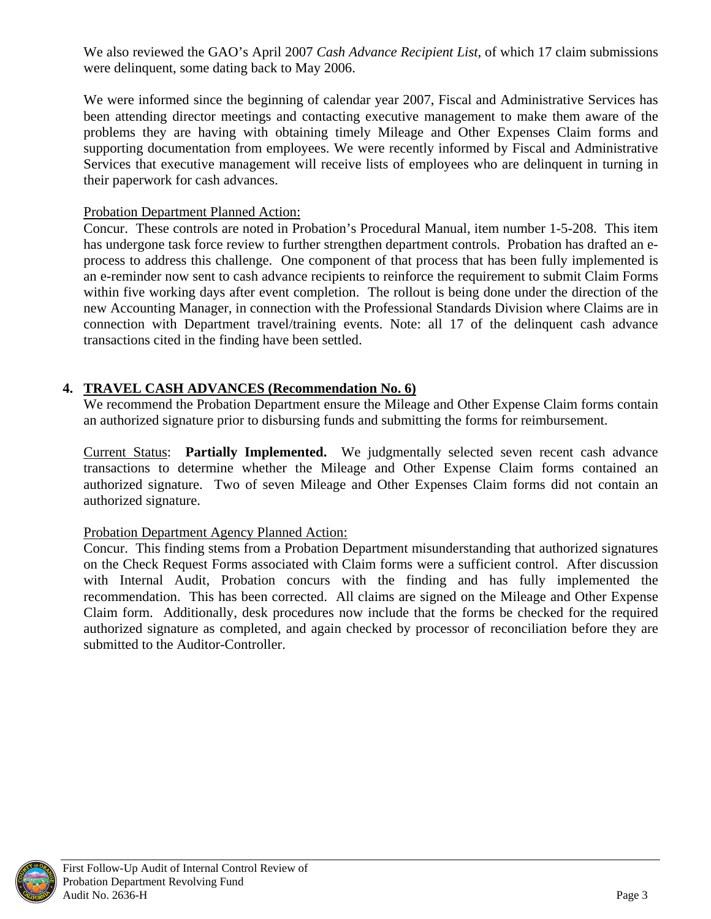We also reviewed the GAO's April 2007 *Cash Advance Recipient List*, of which 17 claim submissions were delinquent, some dating back to May 2006.

We were informed since the beginning of calendar year 2007, Fiscal and Administrative Services has been attending director meetings and contacting executive management to make them aware of the problems they are having with obtaining timely Mileage and Other Expenses Claim forms and supporting documentation from employees. We were recently informed by Fiscal and Administrative Services that executive management will receive lists of employees who are delinquent in turning in their paperwork for cash advances.

<u>Probation Department Planned Action:</u>
Concur. These controls are noted in Probation's Procedural Manual, item number 1-5-208. This item has undergone task force review to further strengthen department controls. Probation has drafted an e-process to address this challenge. One component of that process that has been fully implemented is an e-reminder now sent to cash advance recipients to reinforce the requirement to submit Claim Forms within five working days after event completion. The rollout is being done under the direction of the new Accounting Manager, in connection with the Professional Standards Division where Claims are in connection with Department travel/training events. Note: all 17 of the delinquent cash advance transactions cited in the finding have been settled.

## 4. TRAVEL CASH ADVANCES (Recommendation No. 6)

We recommend the Probation Department ensure the Mileage and Other Expense Claim forms contain an authorized signature prior to disbursing funds and submitting the forms for reimbursement.

<u>Current Status</u>: **Partially Implemented.** We judgmentally selected seven recent cash advance transactions to determine whether the Mileage and Other Expense Claim forms contained an authorized signature. Two of seven Mileage and Other Expenses Claim forms did not contain an authorized signature.

<u>Probation Department Agency Planned Action:</u>
Concur. This finding stems from a Probation Department misunderstanding that authorized signatures on the Check Request Forms associated with Claim forms were a sufficient control. After discussion with Internal Audit, Probation concurs with the finding and has fully implemented the recommendation. This has been corrected. All claims are signed on the Mileage and Other Expense Claim form. Additionally, desk procedures now include that the forms be checked for the required authorized signature as completed, and again checked by processor of reconciliation before they are submitted to the Auditor-Controller.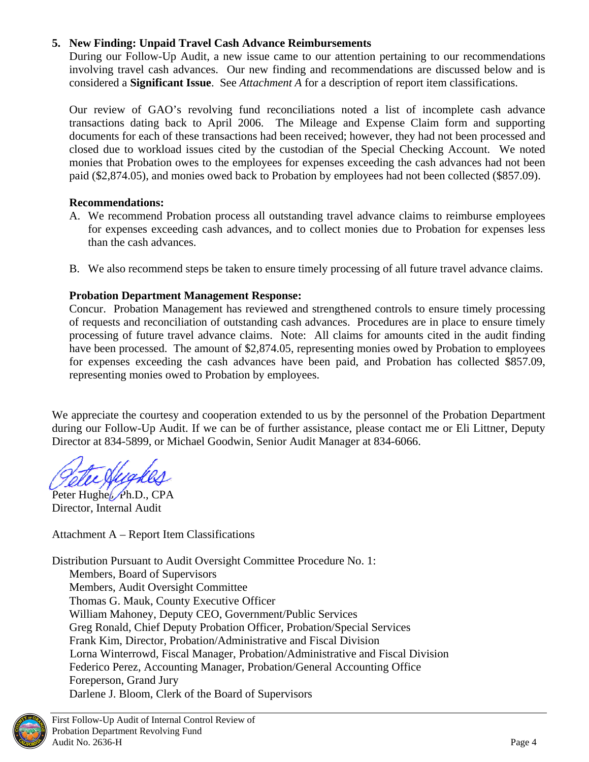### 5. New Finding: Unpaid Travel Cash Advance Reimbursements

During our Follow-Up Audit, a new issue came to our attention pertaining to our recommendations involving travel cash advances. Our new finding and recommendations are discussed below and is considered a **Significant Issue**. See *Attachment A* for a description of report item classifications.

Our review of GAO's revolving fund reconciliations noted a list of incomplete cash advance transactions dating back to April 2006. The Mileage and Expense Claim form and supporting documents for each of these transactions had been received; however, they had not been processed and closed due to workload issues cited by the custodian of the Special Checking Account. We noted monies that Probation owes to the employees for expenses exceeding the cash advances had not been paid ($2,874.05), and monies owed back to Probation by employees had not been collected ($857.09).

**Recommendations:**

A. We recommend Probation process all outstanding travel advance claims to reimburse employees for expenses exceeding cash advances, and to collect monies due to Probation for expenses less than the cash advances.

B. We also recommend steps be taken to ensure timely processing of all future travel advance claims.

**Probation Department Management Response:**

Concur. Probation Management has reviewed and strengthened controls to ensure timely processing of requests and reconciliation of outstanding cash advances. Procedures are in place to ensure timely processing of future travel advance claims. Note: All claims for amounts cited in the audit finding have been processed. The amount of $2,874.05, representing monies owed by Probation to employees for expenses exceeding the cash advances have been paid, and Probation has collected $857.09, representing monies owed to Probation by employees.

We appreciate the courtesy and cooperation extended to us by the personnel of the Probation Department during our Follow-Up Audit. If we can be of further assistance, please contact me or Eli Littner, Deputy Director at 834-5899, or Michael Goodwin, Senior Audit Manager at 834-6066.

Peter Hughes, Ph.D., CPA
Director, Internal Audit

Attachment A – Report Item Classifications

Distribution Pursuant to Audit Oversight Committee Procedure No. 1:

- Members, Board of Supervisors
- Members, Audit Oversight Committee
- Thomas G. Mauk, County Executive Officer
- William Mahoney, Deputy CEO, Government/Public Services
- Greg Ronald, Chief Deputy Probation Officer, Probation/Special Services
- Frank Kim, Director, Probation/Administrative and Fiscal Division
- Lorna Winterrowd, Fiscal Manager, Probation/Administrative and Fiscal Division
- Federico Perez, Accounting Manager, Probation/General Accounting Office
- Foreperson, Grand Jury
- Darlene J. Bloom, Clerk of the Board of Supervisors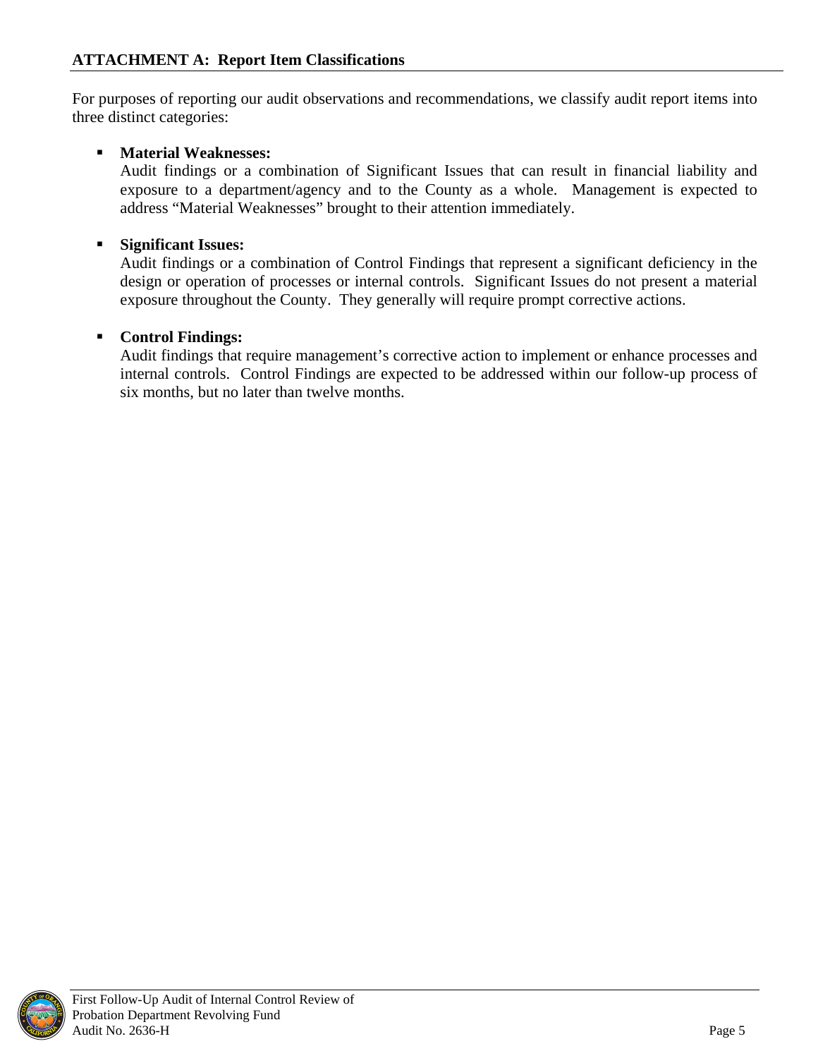## ATTACHMENT A: Report Item Classifications

For purposes of reporting our audit observations and recommendations, we classify audit report items into three distinct categories:

- **Material Weaknesses:**
  Audit findings or a combination of Significant Issues that can result in financial liability and exposure to a department/agency and to the County as a whole. Management is expected to address "Material Weaknesses" brought to their attention immediately.

- **Significant Issues:**
  Audit findings or a combination of Control Findings that represent a significant deficiency in the design or operation of processes or internal controls. Significant Issues do not present a material exposure throughout the County. They generally will require prompt corrective actions.

- **Control Findings:**
  Audit findings that require management's corrective action to implement or enhance processes and internal controls. Control Findings are expected to be addressed within our follow-up process of six months, but no later than twelve months.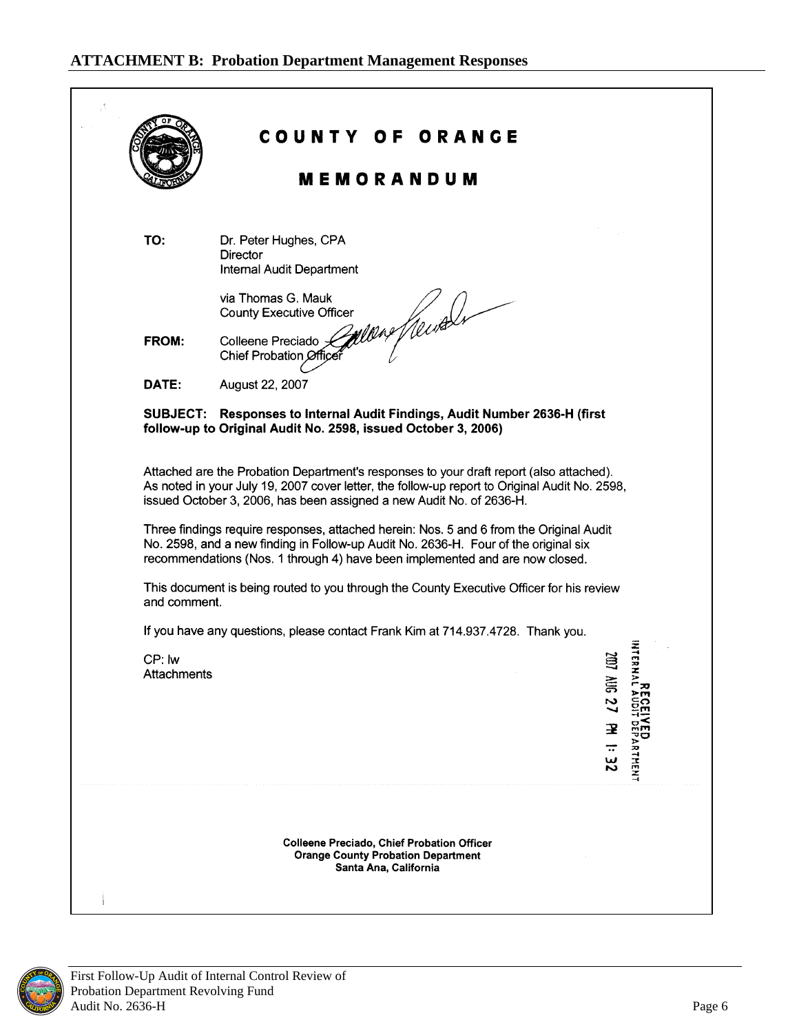## ATTACHMENT B: Probation Department Management Responses

# COUNTY OF ORANGE

## MEMORANDUM

**TO:** Dr. Peter Hughes, CPA
Director
Internal Audit Department

via Thomas G. Mauk
County Executive Officer

**FROM:** Colleene Preciado
Chief Probation Officer

**DATE:** August 22, 2007

**SUBJECT: Responses to Internal Audit Findings, Audit Number 2636-H (first follow-up to Original Audit No. 2598, issued October 3, 2006)**

Attached are the Probation Department's responses to your draft report (also attached). As noted in your July 19, 2007 cover letter, the follow-up report to Original Audit No. 2598, issued October 3, 2006, has been assigned a new Audit No. of 2636-H.

Three findings require responses, attached herein: Nos. 5 and 6 from the Original Audit No. 2598, and a new finding in Follow-up Audit No. 2636-H. Four of the original six recommendations (Nos. 1 through 4) have been implemented and are now closed.

This document is being routed to you through the County Executive Officer for his review and comment.

If you have any questions, please contact Frank Kim at 714.937.4728. Thank you.

CP: lw
Attachments

RECEIVED
INTERNAL AUDIT DEPARTMENT
2007 AUG 27 PM 1:32

**Colleene Preciado, Chief Probation Officer**
**Orange County Probation Department**
**Santa Ana, California**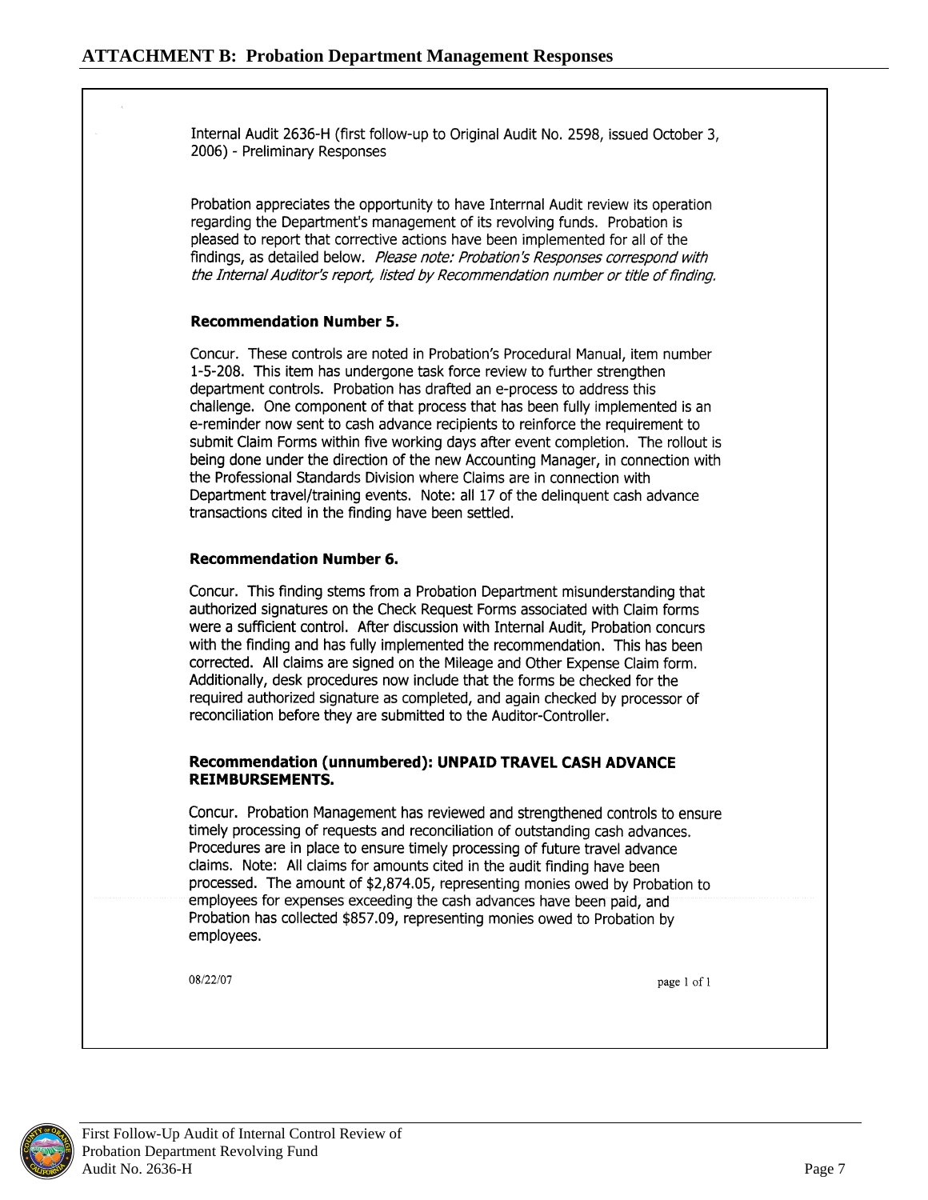## ATTACHMENT B: Probation Department Management Responses

Internal Audit 2636-H (first follow-up to Original Audit No. 2598, issued October 3, 2006) - Preliminary Responses

Probation appreciates the opportunity to have Interrnal Audit review its operation regarding the Department's management of its revolving funds. Probation is pleased to report that corrective actions have been implemented for all of the findings, as detailed below. *Please note: Probation's Responses correspond with the Internal Auditor's report, listed by Recommendation number or title of finding.*

**Recommendation Number 5.**

Concur. These controls are noted in Probation's Procedural Manual, item number 1-5-208. This item has undergone task force review to further strengthen department controls. Probation has drafted an e-process to address this challenge. One component of that process that has been fully implemented is an e-reminder now sent to cash advance recipients to reinforce the requirement to submit Claim Forms within five working days after event completion. The rollout is being done under the direction of the new Accounting Manager, in connection with the Professional Standards Division where Claims are in connection with Department travel/training events. Note: all 17 of the delinquent cash advance transactions cited in the finding have been settled.

**Recommendation Number 6.**

Concur. This finding stems from a Probation Department misunderstanding that authorized signatures on the Check Request Forms associated with Claim forms were a sufficient control. After discussion with Internal Audit, Probation concurs with the finding and has fully implemented the recommendation. This has been corrected. All claims are signed on the Mileage and Other Expense Claim form. Additionally, desk procedures now include that the forms be checked for the required authorized signature as completed, and again checked by processor of reconciliation before they are submitted to the Auditor-Controller.

**Recommendation (unnumbered): UNPAID TRAVEL CASH ADVANCE REIMBURSEMENTS.**

Concur. Probation Management has reviewed and strengthened controls to ensure timely processing of requests and reconciliation of outstanding cash advances. Procedures are in place to ensure timely processing of future travel advance claims. Note: All claims for amounts cited in the audit finding have been processed. The amount of $2,874.05, representing monies owed by Probation to employees for expenses exceeding the cash advances have been paid, and Probation has collected $857.09, representing monies owed to Probation by employees.

08/22/07